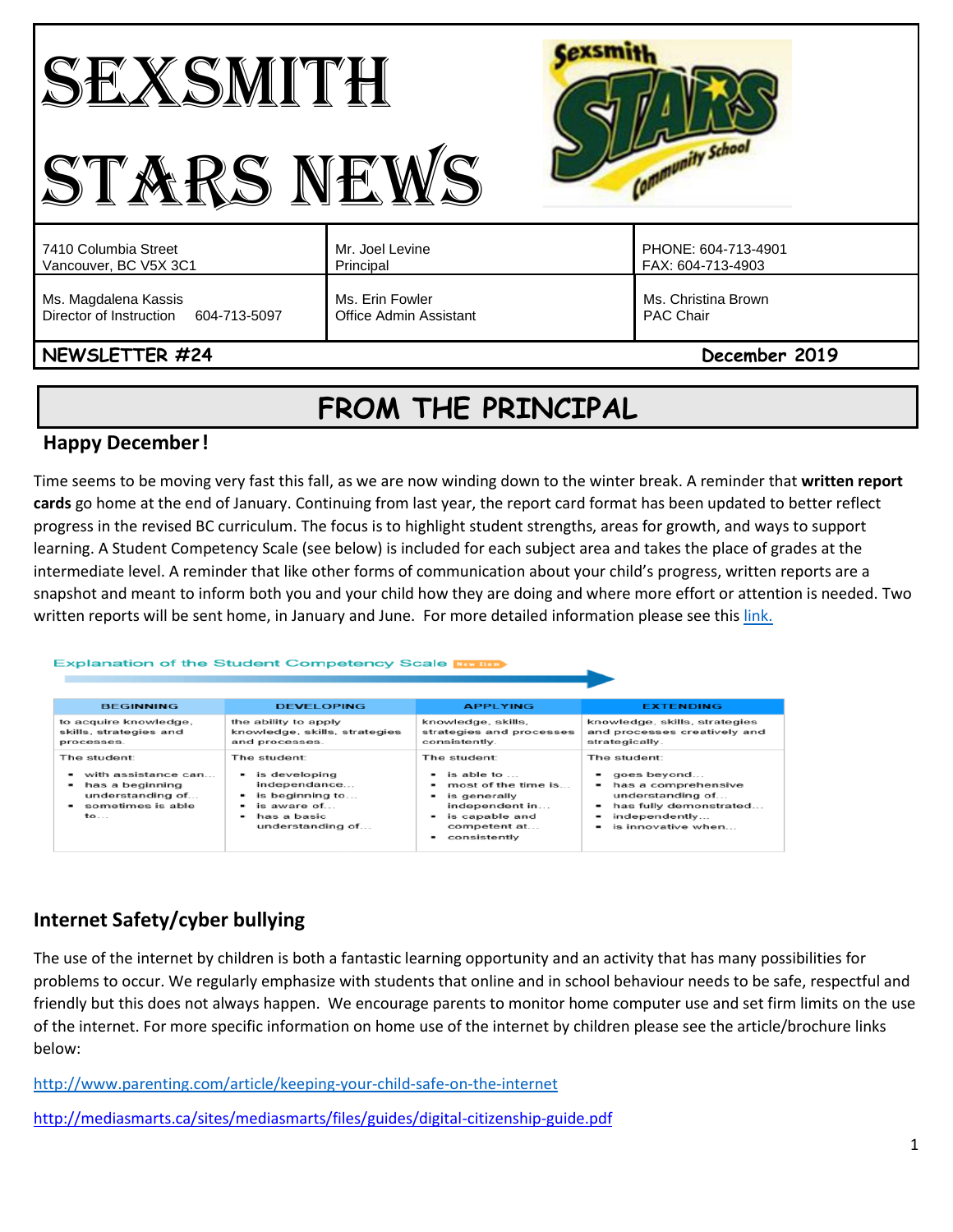# SEXSMITH STARS NEWS

| | | |
|---|---|---|
| 7410 Columbia Street<br>Vancouver, BC V5X 3C1 | Mr. Joel Levine<br>Principal | PHONE: 604-713-4901<br>FAX: 604-713-4903 |
| Ms. Magdalena Kassis<br>Director of Instruction 604-713-5097 | Ms. Erin Fowler<br>Office Admin Assistant | Ms. Christina Brown<br>PAC Chair |

**NEWSLETTER #24** **December 2019**

## FROM THE PRINCIPAL

### Happy December!

Time seems to be moving very fast this fall, as we are now winding down to the winter break. A reminder that **written report cards** go home at the end of January. Continuing from last year, the report card format has been updated to better reflect progress in the revised BC curriculum. The focus is to highlight student strengths, areas for growth, and ways to support learning. A Student Competency Scale (see below) is included for each subject area and takes the place of grades at the intermediate level. A reminder that like other forms of communication about your child's progress, written reports are a snapshot and meant to inform both you and your child how they are doing and where more effort or attention is needed. Two written reports will be sent home, in January and June. For more detailed information please see this link.

Explanation of the Student Competency Scale

| BEGINNING | DEVELOPING | APPLYING | EXTENDING |
|---|---|---|---|
| to acquire knowledge, skills, strategies and processes. | the ability to apply knowledge, skills, strategies and processes. | knowledge, skills, strategies and processes consistently. | knowledge, skills, strategies and processes creatively and strategically. |
| The student:<br>• with assistance can…<br>• has a beginning understanding of…<br>• sometimes is able to… | The student:<br>• is developing independance…<br>• is beginning to…<br>• is aware of…<br>• has a basic understanding of… | The student:<br>• is able to …<br>• most of the time is…<br>• is generally independent in…<br>• is capable and competent at…<br>• consistently | The student:<br>• goes beyond…<br>• has a comprehensive understanding of…<br>• has fully demonstrated…<br>• independently…<br>• is innovative when… |

### Internet Safety/cyber bullying

The use of the internet by children is both a fantastic learning opportunity and an activity that has many possibilities for problems to occur. We regularly emphasize with students that online and in school behaviour needs to be safe, respectful and friendly but this does not always happen. We encourage parents to monitor home computer use and set firm limits on the use of the internet. For more specific information on home use of the internet by children please see the article/brochure links below:

http://www.parenting.com/article/keeping-your-child-safe-on-the-internet

http://mediasmarts.ca/sites/mediasmarts/files/guides/digital-citizenship-guide.pdf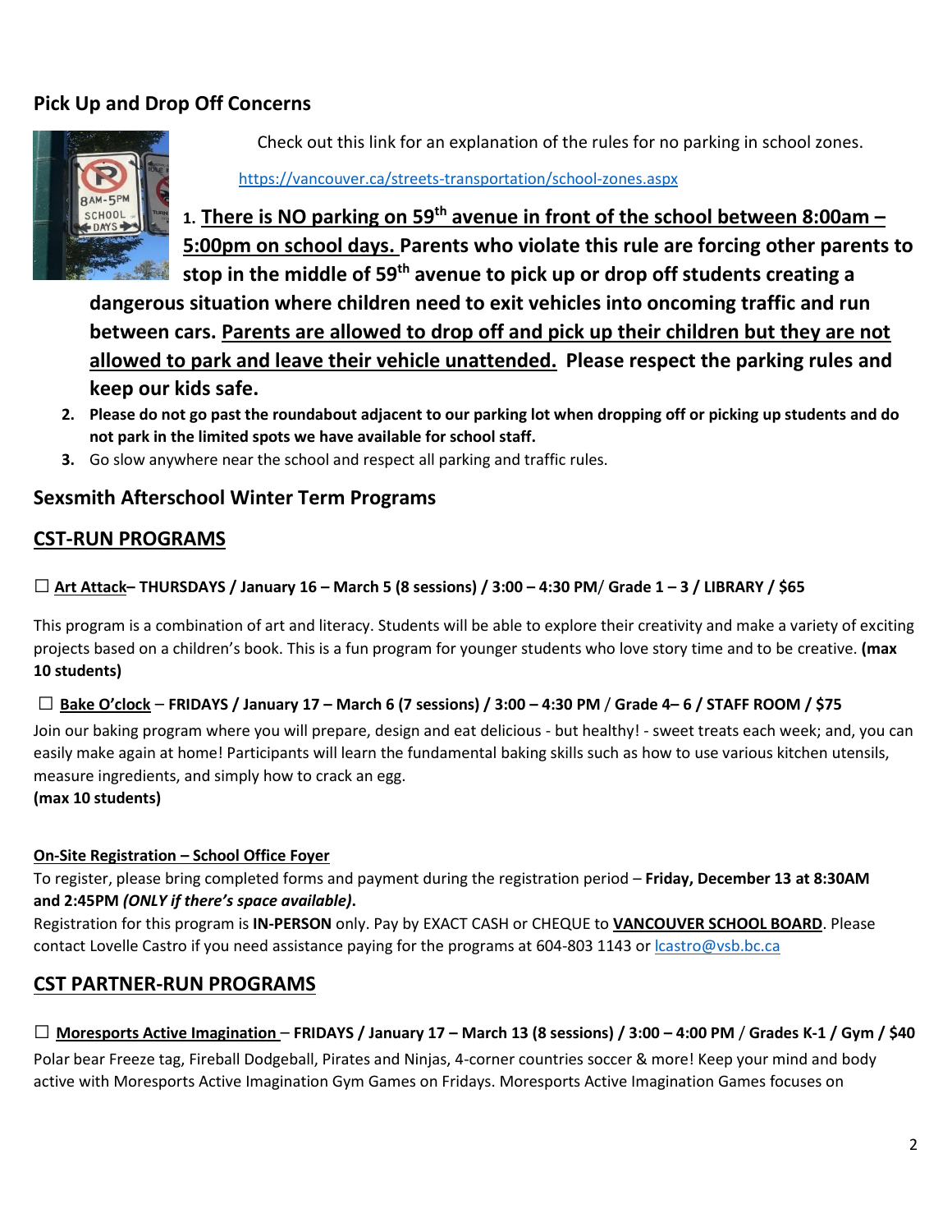## Pick Up and Drop Off Concerns

Check out this link for an explanation of the rules for no parking in school zones.

https://vancouver.ca/streets-transportation/school-zones.aspx

1. **There is NO parking on 59th avenue in front of the school between 8:00am – 5:00pm on school days. Parents who violate this rule are forcing other parents to stop in the middle of 59th avenue to pick up or drop off students creating a dangerous situation where children need to exit vehicles into oncoming traffic and run between cars. Parents are allowed to drop off and pick up their children but they are not allowed to park and leave their vehicle unattended. Please respect the parking rules and keep our kids safe.**
2. **Please do not go past the roundabout adjacent to our parking lot when dropping off or picking up students and do not park in the limited spots we have available for school staff.**
3. Go slow anywhere near the school and respect all parking and traffic rules.

## Sexsmith Afterschool Winter Term Programs

## CST-RUN PROGRAMS

☐ **Art Attack– THURSDAYS / January 16 – March 5 (8 sessions) / 3:00 – 4:30 PM/ Grade 1 – 3 / LIBRARY / $65**

This program is a combination of art and literacy. Students will be able to explore their creativity and make a variety of exciting projects based on a children's book. This is a fun program for younger students who love story time and to be creative. **(max 10 students)**

☐ **Bake O'clock – FRIDAYS / January 17 – March 6 (7 sessions) / 3:00 – 4:30 PM / Grade 4– 6 / STAFF ROOM / $75**

Join our baking program where you will prepare, design and eat delicious - but healthy! - sweet treats each week; and, you can easily make again at home! Participants will learn the fundamental baking skills such as how to use various kitchen utensils, measure ingredients, and simply how to crack an egg.
**(max 10 students)**

**On-Site Registration – School Office Foyer**

To register, please bring completed forms and payment during the registration period – **Friday, December 13 at 8:30AM and 2:45PM *(ONLY if there's space available)*.**
Registration for this program is **IN-PERSON** only. Pay by EXACT CASH or CHEQUE to **VANCOUVER SCHOOL BOARD**. Please contact Lovelle Castro if you need assistance paying for the programs at 604-803 1143 or lcastro@vsb.bc.ca

## CST PARTNER-RUN PROGRAMS

☐ **Moresports Active Imagination – FRIDAYS / January 17 – March 13 (8 sessions) / 3:00 – 4:00 PM / Grades K-1 / Gym / $40**

Polar bear Freeze tag, Fireball Dodgeball, Pirates and Ninjas, 4-corner countries soccer & more! Keep your mind and body active with Moresports Active Imagination Gym Games on Fridays. Moresports Active Imagination Games focuses on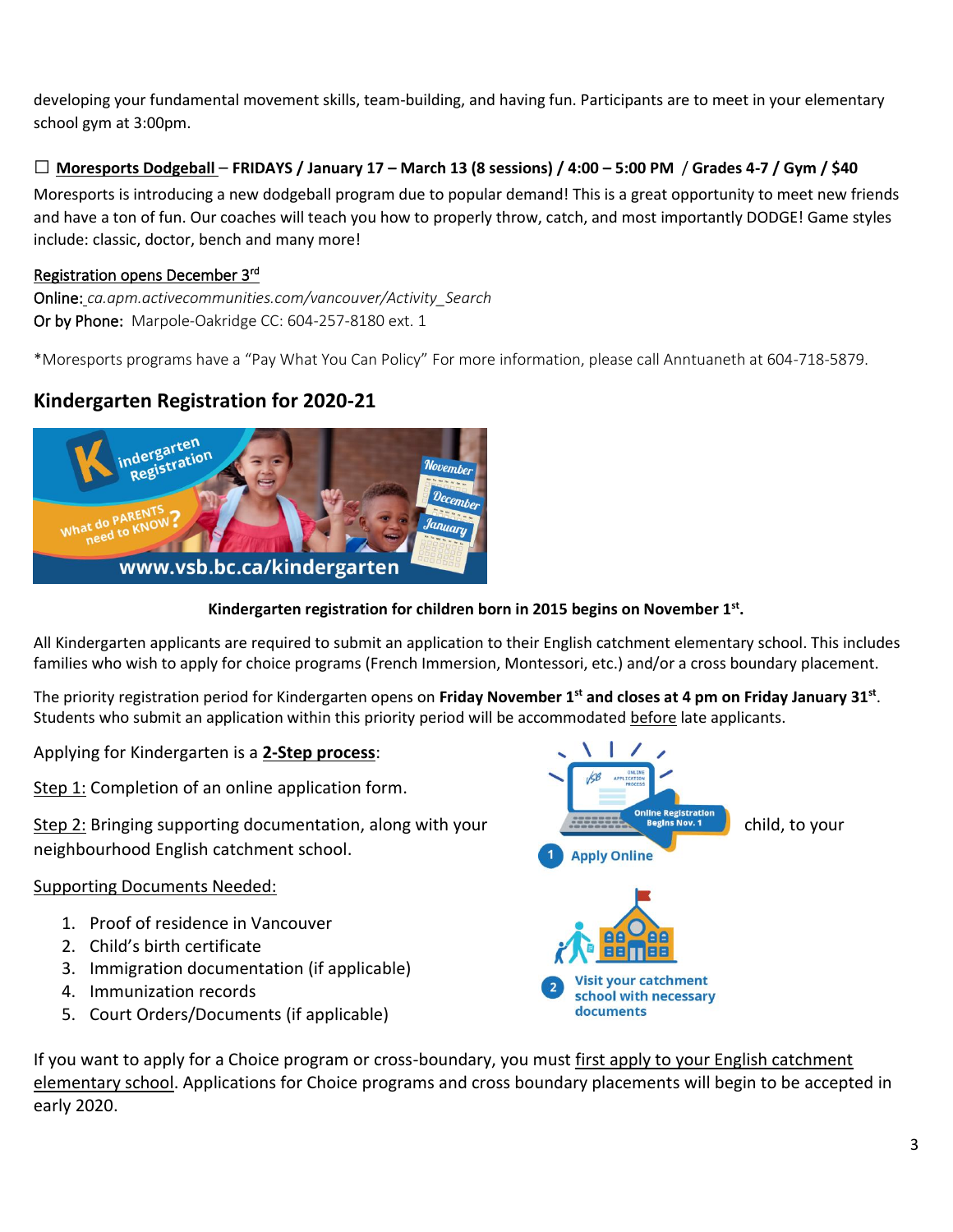developing your fundamental movement skills, team-building, and having fun. Participants are to meet in your elementary school gym at 3:00pm.

☐ **Moresports Dodgeball – FRIDAYS / January 17 – March 13 (8 sessions) / 4:00 – 5:00 PM / Grades 4-7 / Gym / $40**

Moresports is introducing a new dodgeball program due to popular demand! This is a great opportunity to meet new friends and have a ton of fun. Our coaches will teach you how to properly throw, catch, and most importantly DODGE! Game styles include: classic, doctor, bench and many more!

Registration opens December 3rd

Online: *ca.apm.activecommunities.com/vancouver/Activity_Search*

Or by Phone: Marpole-Oakridge CC: 604-257-8180 ext. 1

*Moresports programs have a "Pay What You Can Policy" For more information, please call Anntuaneth at 604-718-5879.

## Kindergarten Registration for 2020-21

**Kindergarten registration for children born in 2015 begins on November 1st.**

All Kindergarten applicants are required to submit an application to their English catchment elementary school. This includes families who wish to apply for choice programs (French Immersion, Montessori, etc.) and/or a cross boundary placement.

The priority registration period for Kindergarten opens on **Friday November 1st and closes at 4 pm on Friday January 31st**. Students who submit an application within this priority period will be accommodated before late applicants.

Applying for Kindergarten is a **2-Step process**:

Step 1: Completion of an online application form.

Step 2: Bringing supporting documentation, along with your child, to your neighbourhood English catchment school.

Supporting Documents Needed:

1. Proof of residence in Vancouver
2. Child's birth certificate
3. Immigration documentation (if applicable)
4. Immunization records
5. Court Orders/Documents (if applicable)

If you want to apply for a Choice program or cross-boundary, you must first apply to your English catchment elementary school. Applications for Choice programs and cross boundary placements will begin to be accepted in early 2020.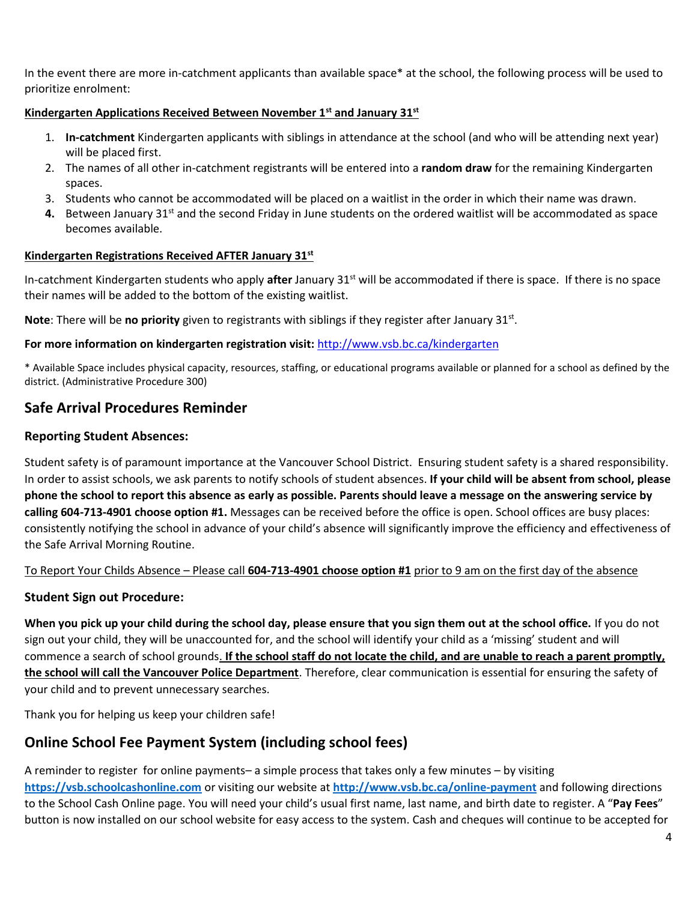In the event there are more in-catchment applicants than available space* at the school, the following process will be used to prioritize enrolment:

**Kindergarten Applications Received Between November 1st and January 31st**

1. **In-catchment** Kindergarten applicants with siblings in attendance at the school (and who will be attending next year) will be placed first.
2. The names of all other in-catchment registrants will be entered into a **random draw** for the remaining Kindergarten spaces.
3. Students who cannot be accommodated will be placed on a waitlist in the order in which their name was drawn.
4. Between January 31st and the second Friday in June students on the ordered waitlist will be accommodated as space becomes available.

**Kindergarten Registrations Received AFTER January 31st**

In-catchment Kindergarten students who apply **after** January 31st will be accommodated if there is space. If there is no space their names will be added to the bottom of the existing waitlist.

**Note**: There will be **no priority** given to registrants with siblings if they register after January 31st.

**For more information on kindergarten registration visit:** http://www.vsb.bc.ca/kindergarten

* Available Space includes physical capacity, resources, staffing, or educational programs available or planned for a school as defined by the district. (Administrative Procedure 300)

## Safe Arrival Procedures Reminder

### Reporting Student Absences:

Student safety is of paramount importance at the Vancouver School District. Ensuring student safety is a shared responsibility. In order to assist schools, we ask parents to notify schools of student absences. **If your child will be absent from school, please phone the school to report this absence as early as possible. Parents should leave a message on the answering service by calling 604-713-4901 choose option #1.** Messages can be received before the office is open. School offices are busy places: consistently notifying the school in advance of your child's absence will significantly improve the efficiency and effectiveness of the Safe Arrival Morning Routine.

To Report Your Childs Absence – Please call **604-713-4901 choose option #1** prior to 9 am on the first day of the absence

### Student Sign out Procedure:

**When you pick up your child during the school day, please ensure that you sign them out at the school office.** If you do not sign out your child, they will be unaccounted for, and the school will identify your child as a 'missing' student and will commence a search of school grounds. **If the school staff do not locate the child, and are unable to reach a parent promptly, the school will call the Vancouver Police Department**. Therefore, clear communication is essential for ensuring the safety of your child and to prevent unnecessary searches.

Thank you for helping us keep your children safe!

## Online School Fee Payment System (including school fees)

A reminder to register for online payments– a simple process that takes only a few minutes – by visiting **https://vsb.schoolcashonline.com** or visiting our website at **http://www.vsb.bc.ca/online-payment** and following directions to the School Cash Online page. You will need your child's usual first name, last name, and birth date to register. A "**Pay Fees**" button is now installed on our school website for easy access to the system. Cash and cheques will continue to be accepted for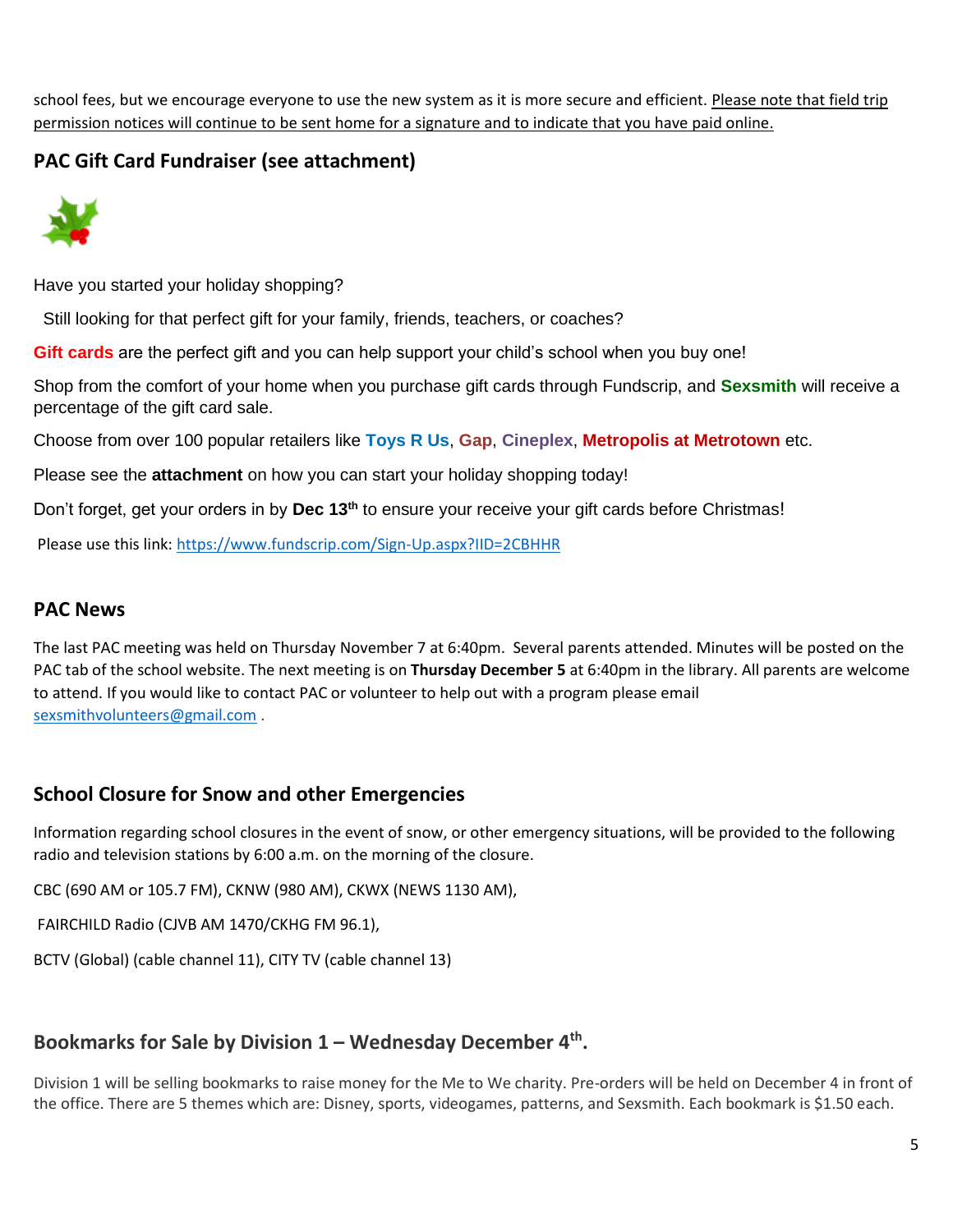school fees, but we encourage everyone to use the new system as it is more secure and efficient. Please note that field trip permission notices will continue to be sent home for a signature and to indicate that you have paid online.

## PAC Gift Card Fundraiser (see attachment)

Have you started your holiday shopping?

Still looking for that perfect gift for your family, friends, teachers, or coaches?

**Gift cards** are the perfect gift and you can help support your child's school when you buy one!

Shop from the comfort of your home when you purchase gift cards through Fundscrip, and **Sexsmith** will receive a percentage of the gift card sale.

Choose from over 100 popular retailers like **Toys R Us**, **Gap**, **Cineplex**, **Metropolis at Metrotown** etc.

Please see the **attachment** on how you can start your holiday shopping today!

Don't forget, get your orders in by **Dec 13th** to ensure your receive your gift cards before Christmas!

Please use this link: https://www.fundscrip.com/Sign-Up.aspx?IID=2CBHHR

## PAC News

The last PAC meeting was held on Thursday November 7 at 6:40pm. Several parents attended. Minutes will be posted on the PAC tab of the school website. The next meeting is on **Thursday December 5** at 6:40pm in the library. All parents are welcome to attend. If you would like to contact PAC or volunteer to help out with a program please email sexsmithvolunteers@gmail.com .

## School Closure for Snow and other Emergencies

Information regarding school closures in the event of snow, or other emergency situations, will be provided to the following radio and television stations by 6:00 a.m. on the morning of the closure.

CBC (690 AM or 105.7 FM), CKNW (980 AM), CKWX (NEWS 1130 AM),

FAIRCHILD Radio (CJVB AM 1470/CKHG FM 96.1),

BCTV (Global) (cable channel 11), CITY TV (cable channel 13)

## Bookmarks for Sale by Division 1 – Wednesday December 4th.

Division 1 will be selling bookmarks to raise money for the Me to We charity. Pre-orders will be held on December 4 in front of the office. There are 5 themes which are: Disney, sports, videogames, patterns, and Sexsmith. Each bookmark is $1.50 each.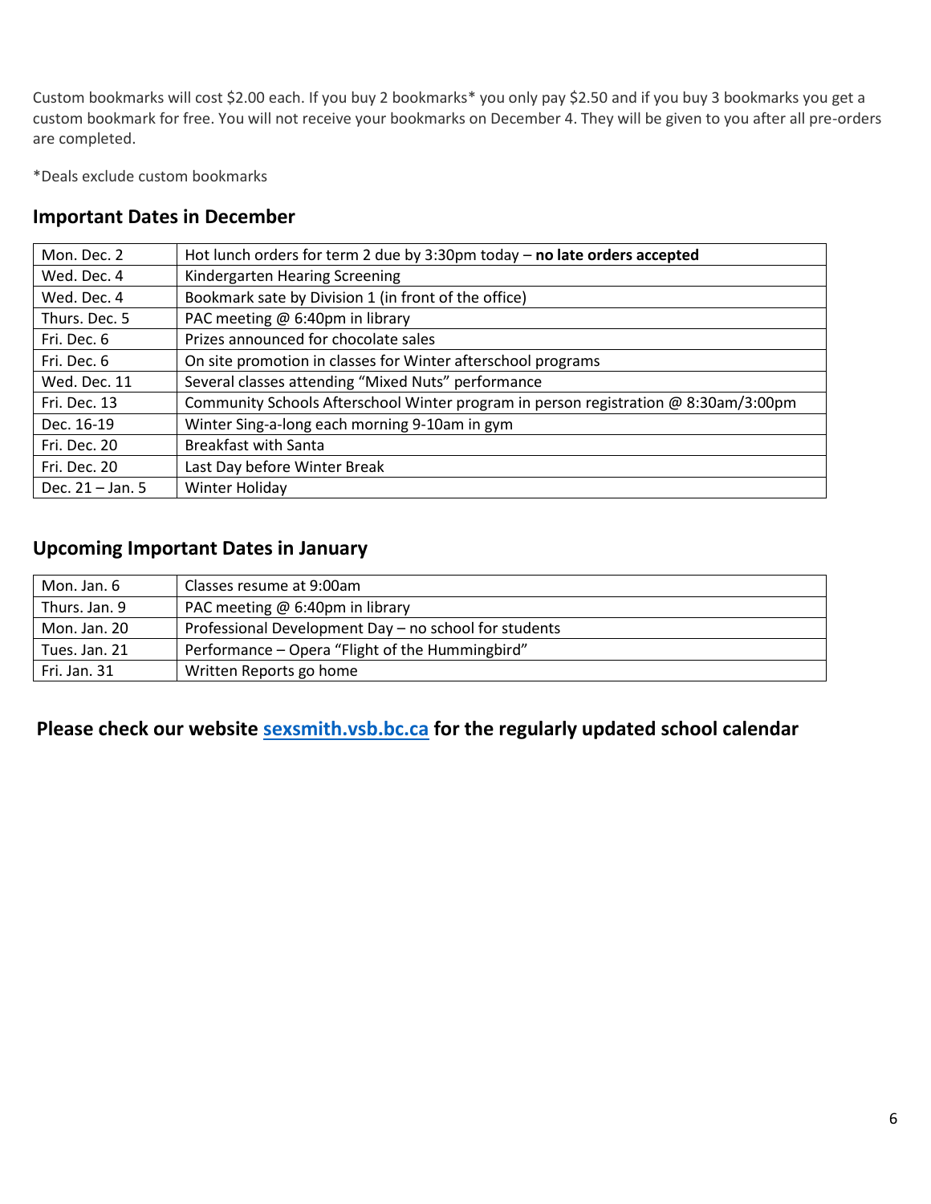Custom bookmarks will cost $2.00 each. If you buy 2 bookmarks* you only pay $2.50 and if you buy 3 bookmarks you get a custom bookmark for free. You will not receive your bookmarks on December 4. They will be given to you after all pre-orders are completed.

*Deals exclude custom bookmarks

## Important Dates in December

| | |
|---|---|
| Mon. Dec. 2 | Hot lunch orders for term 2 due by 3:30pm today – **no late orders accepted** |
| Wed. Dec. 4 | Kindergarten Hearing Screening |
| Wed. Dec. 4 | Bookmark sate by Division 1 (in front of the office) |
| Thurs. Dec. 5 | PAC meeting @ 6:40pm in library |
| Fri. Dec. 6 | Prizes announced for chocolate sales |
| Fri. Dec. 6 | On site promotion in classes for Winter afterschool programs |
| Wed. Dec. 11 | Several classes attending "Mixed Nuts" performance |
| Fri. Dec. 13 | Community Schools Afterschool Winter program in person registration @ 8:30am/3:00pm |
| Dec. 16-19 | Winter Sing-a-long each morning 9-10am in gym |
| Fri. Dec. 20 | Breakfast with Santa |
| Fri. Dec. 20 | Last Day before Winter Break |
| Dec. 21 – Jan. 5 | Winter Holiday |

## Upcoming Important Dates in January

| | |
|---|---|
| Mon. Jan. 6 | Classes resume at 9:00am |
| Thurs. Jan. 9 | PAC meeting @ 6:40pm in library |
| Mon. Jan. 20 | Professional Development Day – no school for students |
| Tues. Jan. 21 | Performance – Opera "Flight of the Hummingbird" |
| Fri. Jan. 31 | Written Reports go home |

**Please check our website [sexsmith.vsb.bc.ca](sexsmith.vsb.bc.ca) for the regularly updated school calendar**